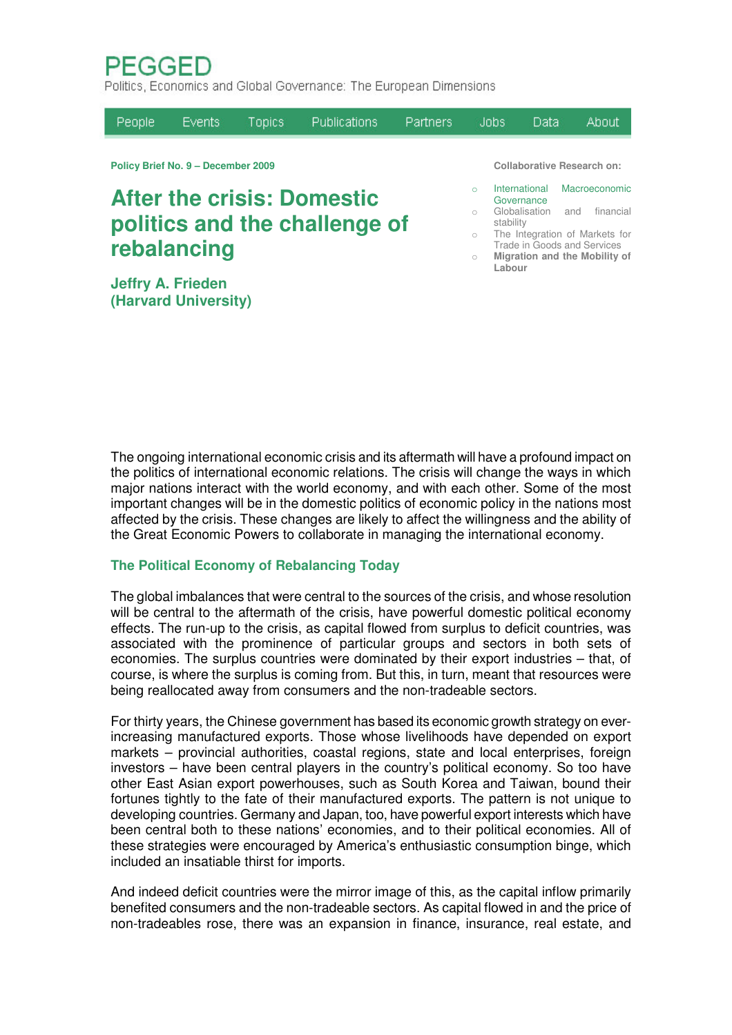# PEGGED

Politics, Economics and Global Governance: The European Dimensions

People | Events | Topics | Publications | Partners | Jobs | Data | About

**Policy Brief No. 9 – December 2009**

**Collaborative Research on:**

- International Macroeconomic Governance
- Globalisation and financial stability
- The Integration of Markets for Trade in Goods and Services
- **Migration and the Mobility of Labour**

# After the crisis: Domestic politics and the challenge of rebalancing

**Jeffry A. Frieden**
**(Harvard University)**

The ongoing international economic crisis and its aftermath will have a profound impact on the politics of international economic relations. The crisis will change the ways in which major nations interact with the world economy, and with each other. Some of the most important changes will be in the domestic politics of economic policy in the nations most affected by the crisis. These changes are likely to affect the willingness and the ability of the Great Economic Powers to collaborate in managing the international economy.

## The Political Economy of Rebalancing Today

The global imbalances that were central to the sources of the crisis, and whose resolution will be central to the aftermath of the crisis, have powerful domestic political economy effects. The run-up to the crisis, as capital flowed from surplus to deficit countries, was associated with the prominence of particular groups and sectors in both sets of economies. The surplus countries were dominated by their export industries – that, of course, is where the surplus is coming from. But this, in turn, meant that resources were being reallocated away from consumers and the non-tradeable sectors.

For thirty years, the Chinese government has based its economic growth strategy on ever-increasing manufactured exports. Those whose livelihoods have depended on export markets – provincial authorities, coastal regions, state and local enterprises, foreign investors – have been central players in the country's political economy. So too have other East Asian export powerhouses, such as South Korea and Taiwan, bound their fortunes tightly to the fate of their manufactured exports. The pattern is not unique to developing countries. Germany and Japan, too, have powerful export interests which have been central both to these nations' economies, and to their political economies. All of these strategies were encouraged by America's enthusiastic consumption binge, which included an insatiable thirst for imports.

And indeed deficit countries were the mirror image of this, as the capital inflow primarily benefited consumers and the non-tradeable sectors. As capital flowed in and the price of non-tradeables rose, there was an expansion in finance, insurance, real estate, and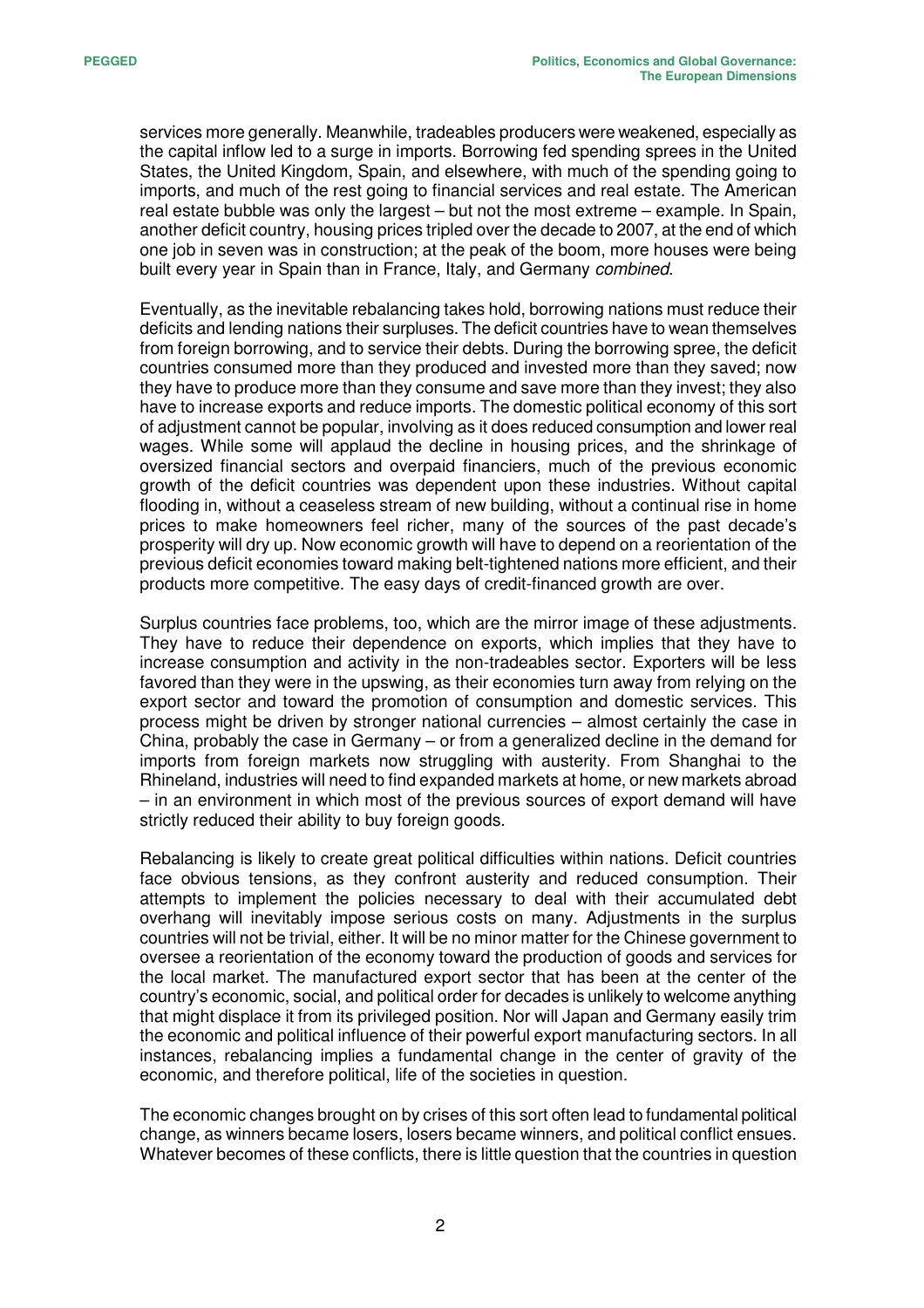services more generally. Meanwhile, tradeables producers were weakened, especially as the capital inflow led to a surge in imports. Borrowing fed spending sprees in the United States, the United Kingdom, Spain, and elsewhere, with much of the spending going to imports, and much of the rest going to financial services and real estate. The American real estate bubble was only the largest – but not the most extreme – example. In Spain, another deficit country, housing prices tripled over the decade to 2007, at the end of which one job in seven was in construction; at the peak of the boom, more houses were being built every year in Spain than in France, Italy, and Germany *combined*.

Eventually, as the inevitable rebalancing takes hold, borrowing nations must reduce their deficits and lending nations their surpluses. The deficit countries have to wean themselves from foreign borrowing, and to service their debts. During the borrowing spree, the deficit countries consumed more than they produced and invested more than they saved; now they have to produce more than they consume and save more than they invest; they also have to increase exports and reduce imports. The domestic political economy of this sort of adjustment cannot be popular, involving as it does reduced consumption and lower real wages. While some will applaud the decline in housing prices, and the shrinkage of oversized financial sectors and overpaid financiers, much of the previous economic growth of the deficit countries was dependent upon these industries. Without capital flooding in, without a ceaseless stream of new building, without a continual rise in home prices to make homeowners feel richer, many of the sources of the past decade's prosperity will dry up. Now economic growth will have to depend on a reorientation of the previous deficit economies toward making belt-tightened nations more efficient, and their products more competitive. The easy days of credit-financed growth are over.

Surplus countries face problems, too, which are the mirror image of these adjustments. They have to reduce their dependence on exports, which implies that they have to increase consumption and activity in the non-tradeables sector. Exporters will be less favored than they were in the upswing, as their economies turn away from relying on the export sector and toward the promotion of consumption and domestic services. This process might be driven by stronger national currencies – almost certainly the case in China, probably the case in Germany – or from a generalized decline in the demand for imports from foreign markets now struggling with austerity. From Shanghai to the Rhineland, industries will need to find expanded markets at home, or new markets abroad – in an environment in which most of the previous sources of export demand will have strictly reduced their ability to buy foreign goods.

Rebalancing is likely to create great political difficulties within nations. Deficit countries face obvious tensions, as they confront austerity and reduced consumption. Their attempts to implement the policies necessary to deal with their accumulated debt overhang will inevitably impose serious costs on many. Adjustments in the surplus countries will not be trivial, either. It will be no minor matter for the Chinese government to oversee a reorientation of the economy toward the production of goods and services for the local market. The manufactured export sector that has been at the center of the country's economic, social, and political order for decades is unlikely to welcome anything that might displace it from its privileged position. Nor will Japan and Germany easily trim the economic and political influence of their powerful export manufacturing sectors. In all instances, rebalancing implies a fundamental change in the center of gravity of the economic, and therefore political, life of the societies in question.

The economic changes brought on by crises of this sort often lead to fundamental political change, as winners became losers, losers became winners, and political conflict ensues. Whatever becomes of these conflicts, there is little question that the countries in question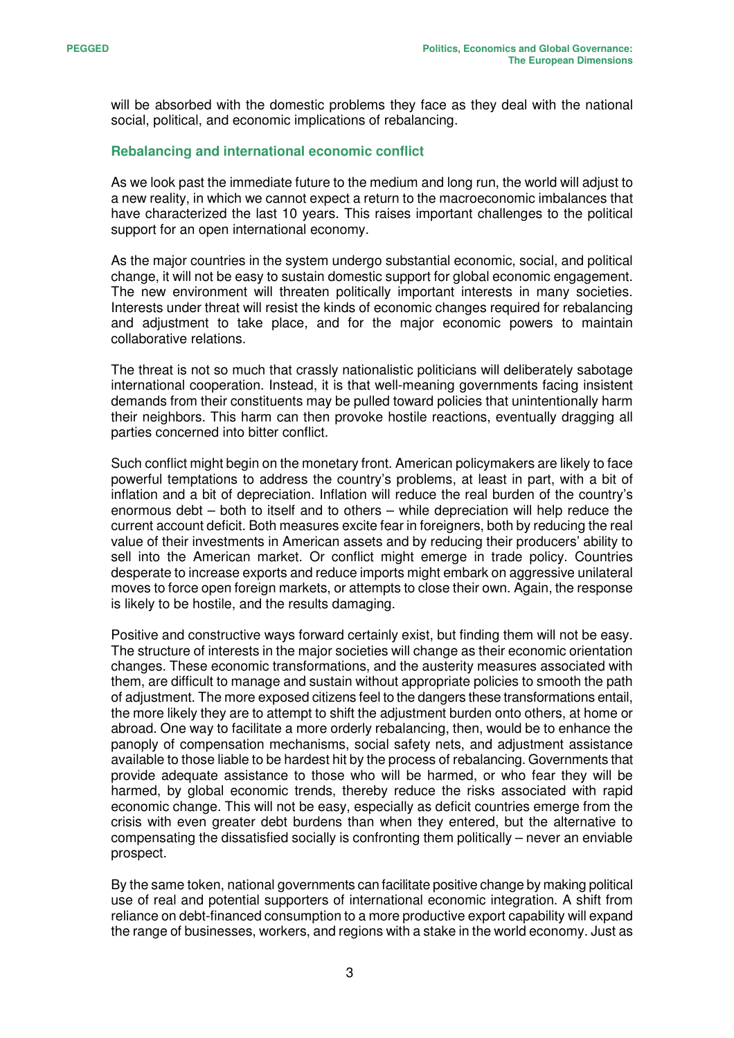will be absorbed with the domestic problems they face as they deal with the national social, political, and economic implications of rebalancing.

## Rebalancing and international economic conflict

As we look past the immediate future to the medium and long run, the world will adjust to a new reality, in which we cannot expect a return to the macroeconomic imbalances that have characterized the last 10 years. This raises important challenges to the political support for an open international economy.

As the major countries in the system undergo substantial economic, social, and political change, it will not be easy to sustain domestic support for global economic engagement. The new environment will threaten politically important interests in many societies. Interests under threat will resist the kinds of economic changes required for rebalancing and adjustment to take place, and for the major economic powers to maintain collaborative relations.

The threat is not so much that crassly nationalistic politicians will deliberately sabotage international cooperation. Instead, it is that well-meaning governments facing insistent demands from their constituents may be pulled toward policies that unintentionally harm their neighbors. This harm can then provoke hostile reactions, eventually dragging all parties concerned into bitter conflict.

Such conflict might begin on the monetary front. American policymakers are likely to face powerful temptations to address the country's problems, at least in part, with a bit of inflation and a bit of depreciation. Inflation will reduce the real burden of the country's enormous debt – both to itself and to others – while depreciation will help reduce the current account deficit. Both measures excite fear in foreigners, both by reducing the real value of their investments in American assets and by reducing their producers' ability to sell into the American market. Or conflict might emerge in trade policy. Countries desperate to increase exports and reduce imports might embark on aggressive unilateral moves to force open foreign markets, or attempts to close their own. Again, the response is likely to be hostile, and the results damaging.

Positive and constructive ways forward certainly exist, but finding them will not be easy. The structure of interests in the major societies will change as their economic orientation changes. These economic transformations, and the austerity measures associated with them, are difficult to manage and sustain without appropriate policies to smooth the path of adjustment. The more exposed citizens feel to the dangers these transformations entail, the more likely they are to attempt to shift the adjustment burden onto others, at home or abroad. One way to facilitate a more orderly rebalancing, then, would be to enhance the panoply of compensation mechanisms, social safety nets, and adjustment assistance available to those liable to be hardest hit by the process of rebalancing. Governments that provide adequate assistance to those who will be harmed, or who fear they will be harmed, by global economic trends, thereby reduce the risks associated with rapid economic change. This will not be easy, especially as deficit countries emerge from the crisis with even greater debt burdens than when they entered, but the alternative to compensating the dissatisfied socially is confronting them politically – never an enviable prospect.

By the same token, national governments can facilitate positive change by making political use of real and potential supporters of international economic integration. A shift from reliance on debt-financed consumption to a more productive export capability will expand the range of businesses, workers, and regions with a stake in the world economy. Just as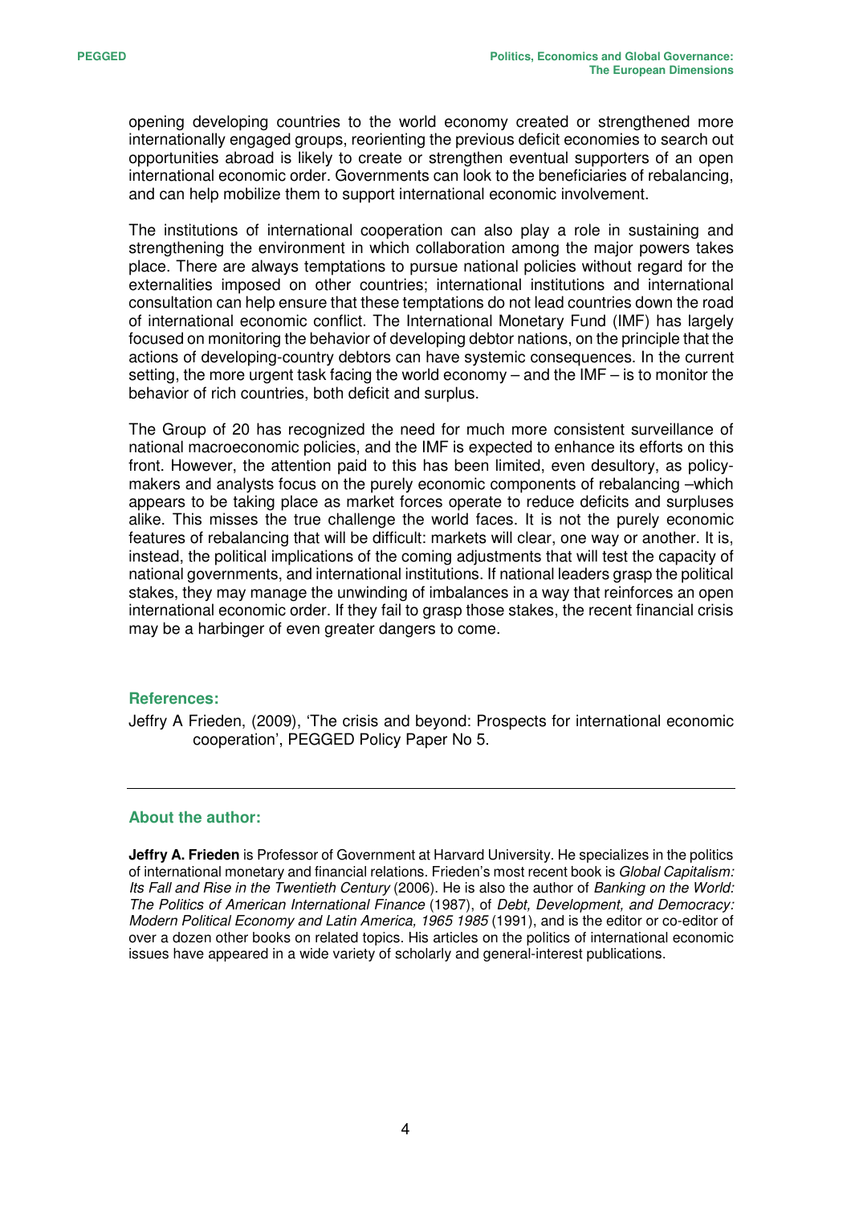opening developing countries to the world economy created or strengthened more internationally engaged groups, reorienting the previous deficit economies to search out opportunities abroad is likely to create or strengthen eventual supporters of an open international economic order. Governments can look to the beneficiaries of rebalancing, and can help mobilize them to support international economic involvement.

The institutions of international cooperation can also play a role in sustaining and strengthening the environment in which collaboration among the major powers takes place. There are always temptations to pursue national policies without regard for the externalities imposed on other countries; international institutions and international consultation can help ensure that these temptations do not lead countries down the road of international economic conflict. The International Monetary Fund (IMF) has largely focused on monitoring the behavior of developing debtor nations, on the principle that the actions of developing-country debtors can have systemic consequences. In the current setting, the more urgent task facing the world economy – and the IMF – is to monitor the behavior of rich countries, both deficit and surplus.

The Group of 20 has recognized the need for much more consistent surveillance of national macroeconomic policies, and the IMF is expected to enhance its efforts on this front. However, the attention paid to this has been limited, even desultory, as policy-makers and analysts focus on the purely economic components of rebalancing –which appears to be taking place as market forces operate to reduce deficits and surpluses alike. This misses the true challenge the world faces. It is not the purely economic features of rebalancing that will be difficult: markets will clear, one way or another. It is, instead, the political implications of the coming adjustments that will test the capacity of national governments, and international institutions. If national leaders grasp the political stakes, they may manage the unwinding of imbalances in a way that reinforces an open international economic order. If they fail to grasp those stakes, the recent financial crisis may be a harbinger of even greater dangers to come.

### References:

Jeffry A Frieden, (2009), 'The crisis and beyond: Prospects for international economic cooperation', PEGGED Policy Paper No 5.

---

### About the author:

**Jeffry A. Frieden** is Professor of Government at Harvard University. He specializes in the politics of international monetary and financial relations. Frieden's most recent book is *Global Capitalism: Its Fall and Rise in the Twentieth Century* (2006). He is also the author of *Banking on the World: The Politics of American International Finance* (1987), of *Debt, Development, and Democracy: Modern Political Economy and Latin America, 1965 1985* (1991), and is the editor or co-editor of over a dozen other books on related topics. His articles on the politics of international economic issues have appeared in a wide variety of scholarly and general-interest publications.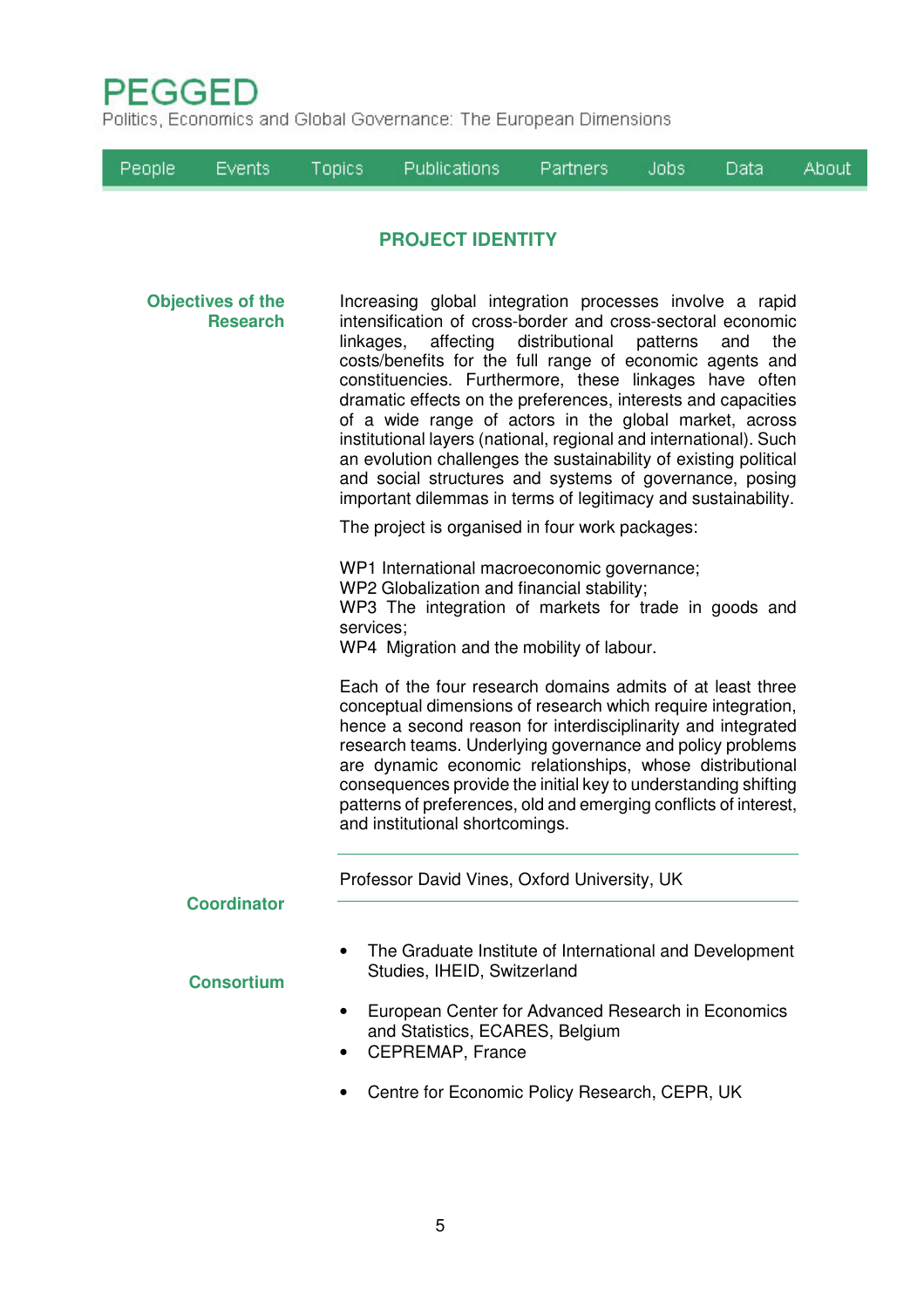# PEGGED

Politics, Economics and Global Governance: The European Dimensions

People | Events | Topics | Publications | Partners | Jobs | Data | About

## PROJECT IDENTITY

**Objectives of the Research**

Increasing global integration processes involve a rapid intensification of cross-border and cross-sectoral economic linkages, affecting distributional patterns and the costs/benefits for the full range of economic agents and constituencies. Furthermore, these linkages have often dramatic effects on the preferences, interests and capacities of a wide range of actors in the global market, across institutional layers (national, regional and international). Such an evolution challenges the sustainability of existing political and social structures and systems of governance, posing important dilemmas in terms of legitimacy and sustainability.

The project is organised in four work packages:

WP1 International macroeconomic governance;
WP2 Globalization and financial stability;
WP3 The integration of markets for trade in goods and services;
WP4 Migration and the mobility of labour.

Each of the four research domains admits of at least three conceptual dimensions of research which require integration, hence a second reason for interdisciplinarity and integrated research teams. Underlying governance and policy problems are dynamic economic relationships, whose distributional consequences provide the initial key to understanding shifting patterns of preferences, old and emerging conflicts of interest, and institutional shortcomings.

---

**Coordinator**

Professor David Vines, Oxford University, UK

---

**Consortium**

- The Graduate Institute of International and Development Studies, IHEID, Switzerland
- European Center for Advanced Research in Economics and Statistics, ECARES, Belgium
- CEPREMAP, France
- Centre for Economic Policy Research, CEPR, UK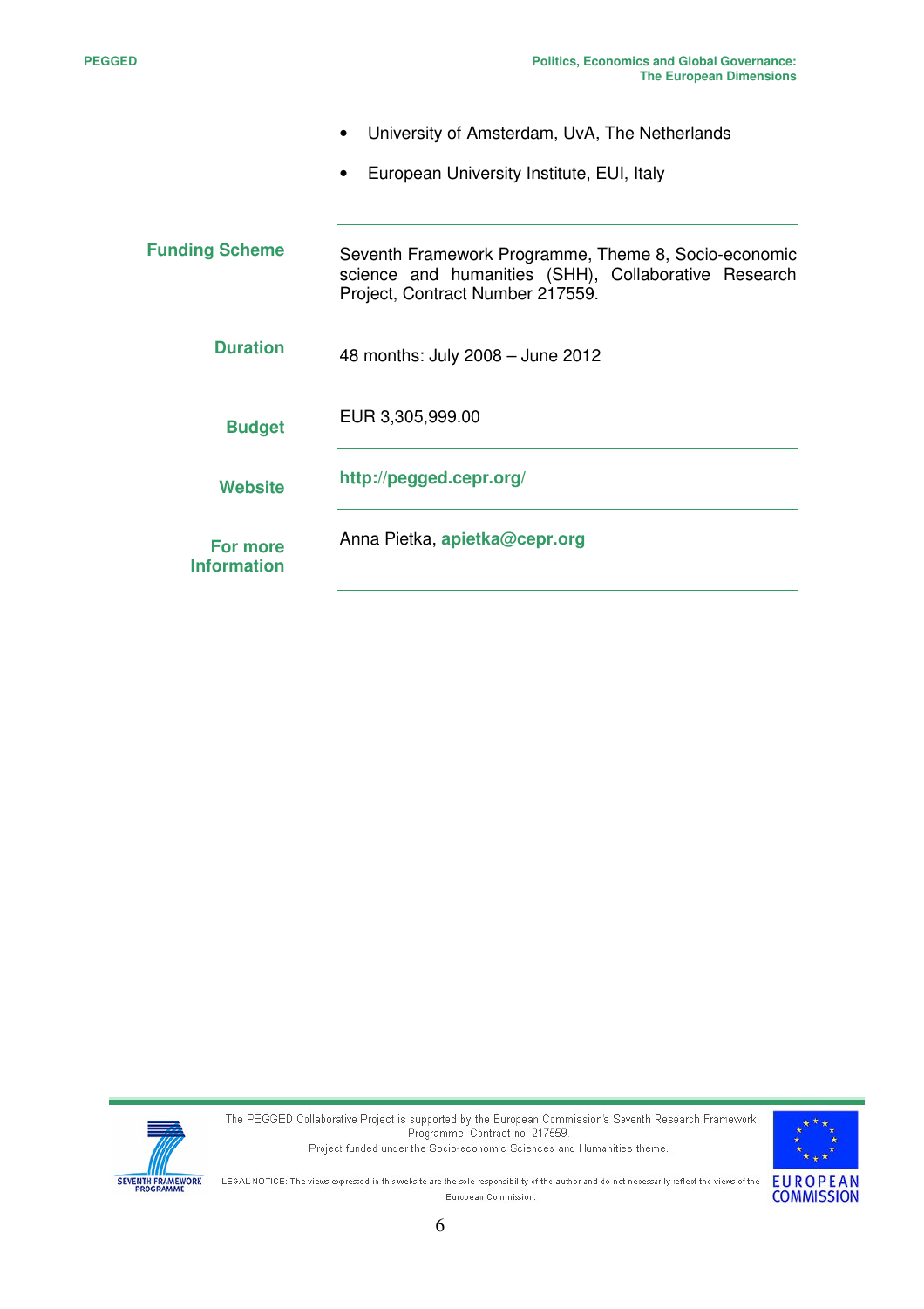- University of Amsterdam, UvA, The Netherlands
- European University Institute, EUI, Italy

| | |
|---|---|
| **Funding Scheme** | Seventh Framework Programme, Theme 8, Socio-economic science and humanities (SHH), Collaborative Research Project, Contract Number 217559. |
| **Duration** | 48 months: July 2008 – June 2012 |
| **Budget** | EUR 3,305,999.00 |
| **Website** | **http://pegged.cepr.org/** |
| **For more Information** | Anna Pietka, **apietka@cepr.org** |

The PEGGED Collaborative Project is supported by the European Commission's Seventh Research Framework Programme, Contract no. 217559
Project funded under the Socio-economic Sciences and Humanities theme.

LEGAL NOTICE: The views expressed in this website are the sole responsibility of the author and do not necessarily reflect the views of the European Commission.